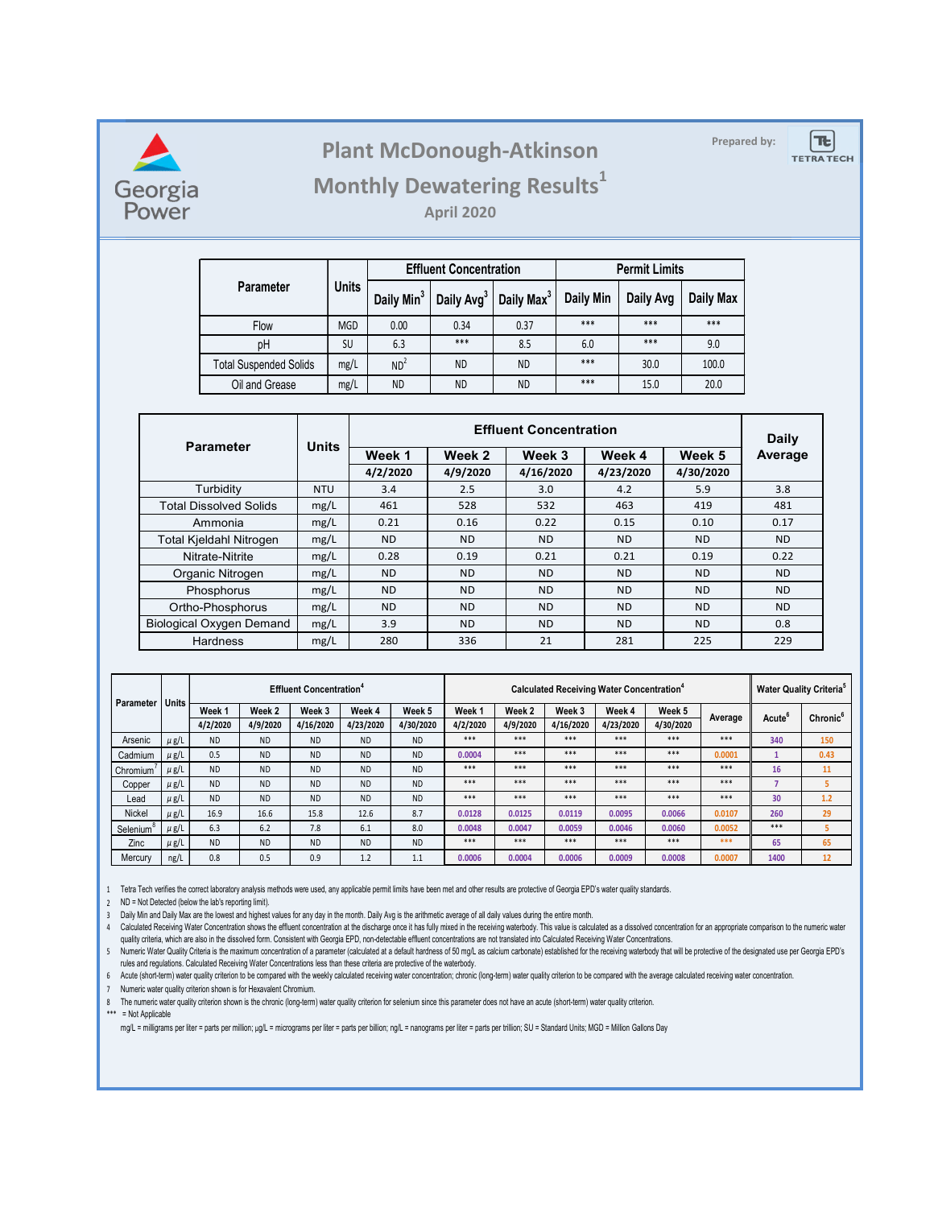Georgia Power

# Plant McDonough-Atkinson

## Monthly Dewatering Results[1]

### April 2020

Prepared by: TETRA TECH

| Parameter | Units | Effluent Concentration | | | Permit Limits | | |
|---|---|---|---|---|---|---|---|
| | | Daily Min[3] | Daily Avg[3] | Daily Max[3] | Daily Min | Daily Avg | Daily Max |
| Flow | MGD | 0.00 | 0.34 | 0.37 | *** | *** | *** |
| pH | SU | 6.3 | *** | 8.5 | 6.0 | *** | 9.0 |
| Total Suspended Solids | mg/L | ND[2] | ND | ND | *** | 30.0 | 100.0 |
| Oil and Grease | mg/L | ND | ND | ND | *** | 15.0 | 20.0 |

| Parameter | Units | Effluent Concentration | | | | | Daily Average |
|---|---|---|---|---|---|---|---|
| | | Week 1 4/2/2020 | Week 2 4/9/2020 | Week 3 4/16/2020 | Week 4 4/23/2020 | Week 5 4/30/2020 | |
| Turbidity | NTU | 3.4 | 2.5 | 3.0 | 4.2 | 5.9 | 3.8 |
| Total Dissolved Solids | mg/L | 461 | 528 | 532 | 463 | 419 | 481 |
| Ammonia | mg/L | 0.21 | 0.16 | 0.22 | 0.15 | 0.10 | 0.17 |
| Total Kjeldahl Nitrogen | mg/L | ND | ND | ND | ND | ND | ND |
| Nitrate-Nitrite | mg/L | 0.28 | 0.19 | 0.21 | 0.21 | 0.19 | 0.22 |
| Organic Nitrogen | mg/L | ND | ND | ND | ND | ND | ND |
| Phosphorus | mg/L | ND | ND | ND | ND | ND | ND |
| Ortho-Phosphorus | mg/L | ND | ND | ND | ND | ND | ND |
| Biological Oxygen Demand | mg/L | 3.9 | ND | ND | ND | ND | 0.8 |
| Hardness | mg/L | 280 | 336 | 21 | 281 | 225 | 229 |

| Parameter | Units | Effluent Concentration[4] | | | | | Calculated Receiving Water Concentration[4] | | | | | | Water Quality Criteria[5] | |
|---|---|---|---|---|---|---|---|---|---|---|---|---|---|---|
| | | Week 1 4/2/2020 | Week 2 4/9/2020 | Week 3 4/16/2020 | Week 4 4/23/2020 | Week 5 4/30/2020 | Week 1 4/2/2020 | Week 2 4/9/2020 | Week 3 4/16/2020 | Week 4 4/23/2020 | Week 5 4/30/2020 | Average | Acute[6] | Chronic[6] |
| Arsenic | µg/L | ND | ND | ND | ND | ND | *** | *** | *** | *** | *** | *** | 340 | 150 |
| Cadmium | µg/L | 0.5 | ND | ND | ND | ND | 0.0004 | *** | *** | *** | *** | 0.0001 | 1 | 0.43 |
| Chromium[7] | µg/L | ND | ND | ND | ND | ND | *** | *** | *** | *** | *** | *** | 16 | 11 |
| Copper | µg/L | ND | ND | ND | ND | ND | *** | *** | *** | *** | *** | *** | 7 | 5 |
| Lead | µg/L | ND | ND | ND | ND | ND | *** | *** | *** | *** | *** | *** | 30 | 1.2 |
| Nickel | µg/L | 16.9 | 16.6 | 15.8 | 12.6 | 8.7 | 0.0128 | 0.0125 | 0.0119 | 0.0095 | 0.0066 | 0.0107 | 260 | 29 |
| Selenium[8] | µg/L | 6.3 | 6.2 | 7.8 | 6.1 | 8.0 | 0.0048 | 0.0047 | 0.0059 | 0.0046 | 0.0060 | 0.0052 | *** | 5 |
| Zinc | µg/L | ND | ND | ND | ND | ND | *** | *** | *** | *** | *** | *** | 65 | 65 |
| Mercury | ng/L | 0.8 | 0.5 | 0.9 | 1.2 | 1.1 | 0.0006 | 0.0004 | 0.0006 | 0.0009 | 0.0008 | 0.0007 | 1400 | 12 |

1 Tetra Tech verifies the correct laboratory analysis methods were used, any applicable permit limits have been met and other results are protective of Georgia EPD's water quality standards.

2 ND = Not Detected (below the lab's reporting limit).

3 Daily Min and Daily Max are the lowest and highest values for any day in the month. Daily Avg is the arithmetic average of all daily values during the entire month.

4 Calculated Receiving Water Concentration shows the effluent concentration at the discharge once it has fully mixed in the receiving waterbody. This value is calculated as a dissolved concentration for an appropriate comparison to the numeric water quality criteria, which are also in the dissolved form. Consistent with Georgia EPD, non-detectable effluent concentrations are not translated into Calculated Receiving Water Concentrations.

5 Numeric Water Quality Criteria is the maximum concentration of a parameter (calculated at a default hardness of 50 mg/L as calcium carbonate) established for the receiving waterbody that will be protective of the designated use per Georgia EPD's rules and regulations. Calculated Receiving Water Concentrations less than these criteria are protective of the waterbody.

6 Acute (short-term) water quality criterion to be compared with the weekly calculated receiving water concentration; chronic (long-term) water quality criterion to be compared with the average calculated receiving water concentration.

7 Numeric water quality criterion shown is for Hexavalent Chromium.

8 The numeric water quality criterion shown is the chronic (long-term) water quality criterion for selenium since this parameter does not have an acute (short-term) water quality criterion.

*** = Not Applicable

mg/L = milligrams per liter = parts per million; µg/L = micrograms per liter = parts per billion; ng/L = nanograms per liter = parts per trillion; SU = Standard Units; MGD = Million Gallons Day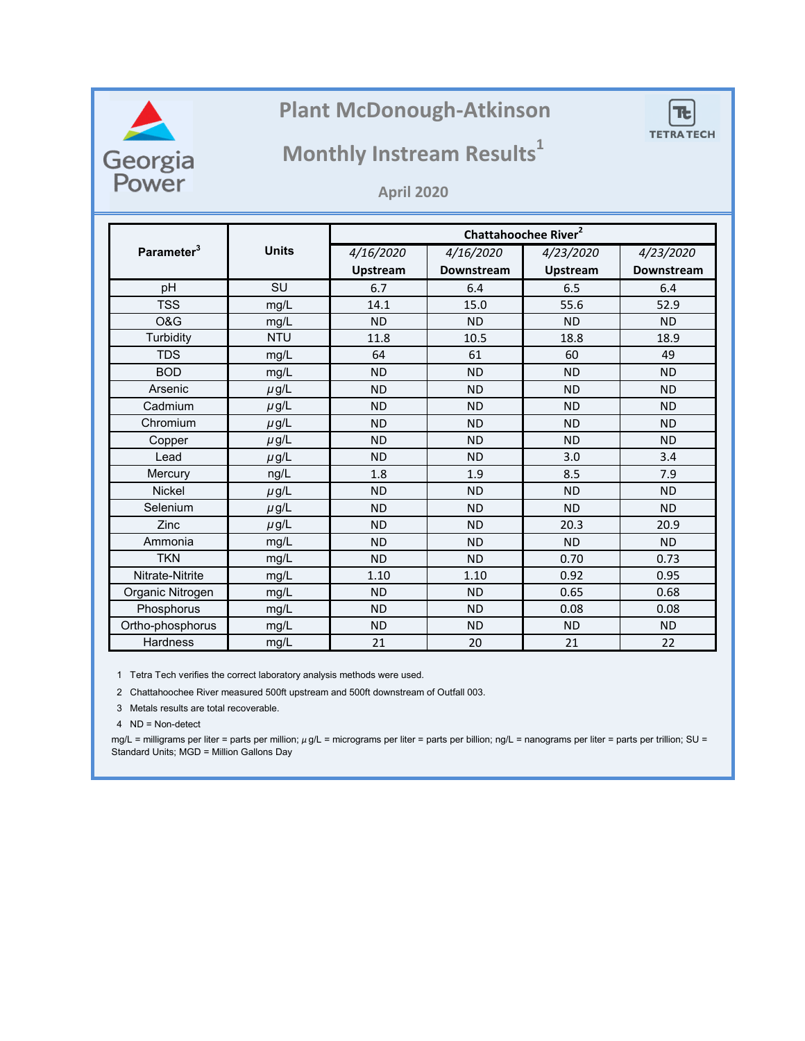# Plant McDonough-Atkinson

## Monthly Instream Results[1]

### April 2020

| Parameter[3] | Units | Chattahoochee River[2] | | | |
|---|---|---|---|---|---|
| | | *4/16/2020* Upstream | *4/16/2020* Downstream | *4/23/2020* Upstream | *4/23/2020* Downstream |
| pH | SU | 6.7 | 6.4 | 6.5 | 6.4 |
| TSS | mg/L | 14.1 | 15.0 | 55.6 | 52.9 |
| O&G | mg/L | ND | ND | ND | ND |
| Turbidity | NTU | 11.8 | 10.5 | 18.8 | 18.9 |
| TDS | mg/L | 64 | 61 | 60 | 49 |
| BOD | mg/L | ND | ND | ND | ND |
| Arsenic | μg/L | ND | ND | ND | ND |
| Cadmium | μg/L | ND | ND | ND | ND |
| Chromium | μg/L | ND | ND | ND | ND |
| Copper | μg/L | ND | ND | ND | ND |
| Lead | μg/L | ND | ND | 3.0 | 3.4 |
| Mercury | ng/L | 1.8 | 1.9 | 8.5 | 7.9 |
| Nickel | μg/L | ND | ND | ND | ND |
| Selenium | μg/L | ND | ND | ND | ND |
| Zinc | μg/L | ND | ND | 20.3 | 20.9 |
| Ammonia | mg/L | ND | ND | ND | ND |
| TKN | mg/L | ND | ND | 0.70 | 0.73 |
| Nitrate-Nitrite | mg/L | 1.10 | 1.10 | 0.92 | 0.95 |
| Organic Nitrogen | mg/L | ND | ND | 0.65 | 0.68 |
| Phosphorus | mg/L | ND | ND | 0.08 | 0.08 |
| Ortho-phosphorus | mg/L | ND | ND | ND | ND |
| Hardness | mg/L | 21 | 20 | 21 | 22 |

1 Tetra Tech verifies the correct laboratory analysis methods were used.

2 Chattahoochee River measured 500ft upstream and 500ft downstream of Outfall 003.

3 Metals results are total recoverable.

4 ND = Non-detect

mg/L = milligrams per liter = parts per million; μg/L = micrograms per liter = parts per billion; ng/L = nanograms per liter = parts per trillion; SU = Standard Units; MGD = Million Gallons Day